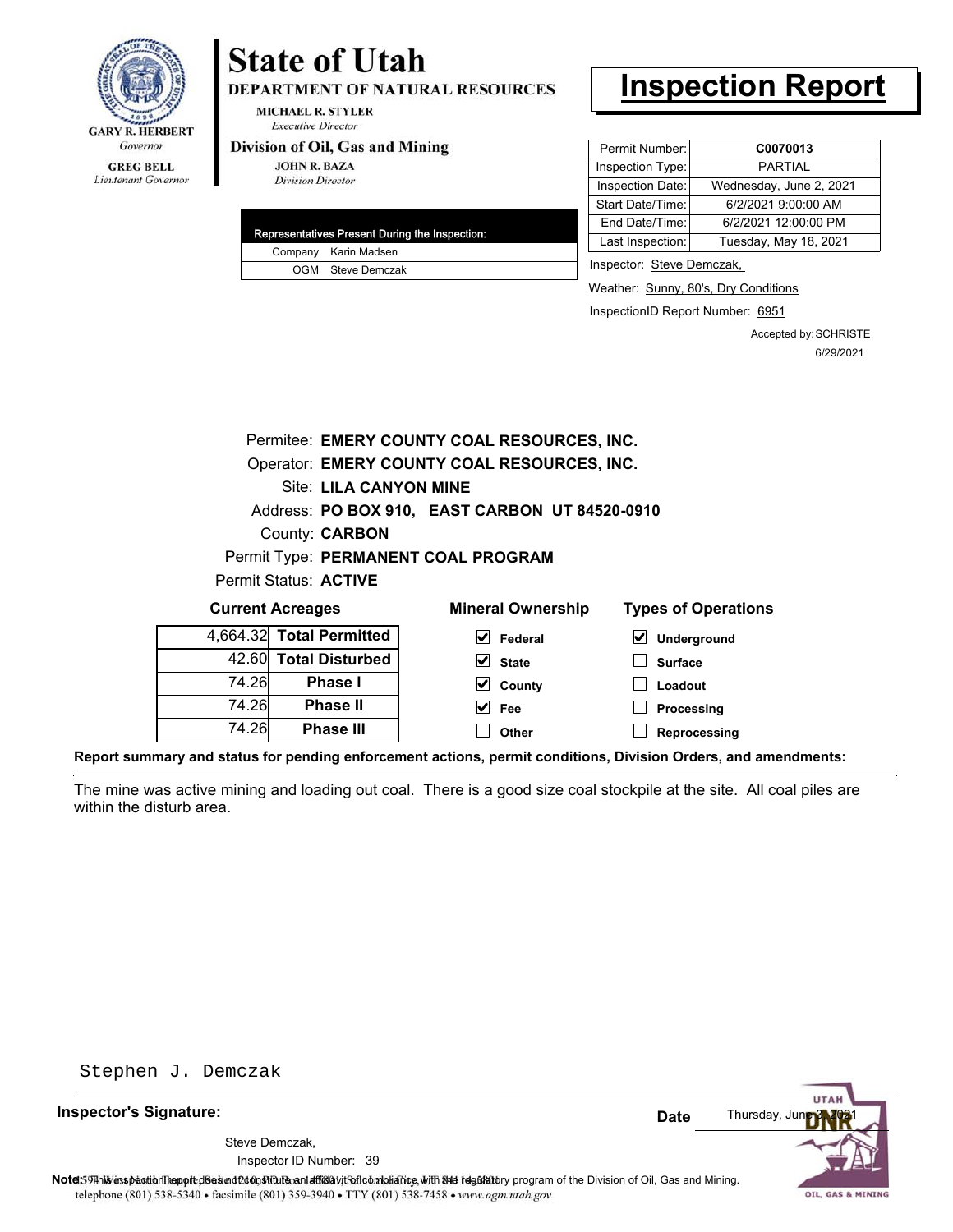**GARY R. HERBERT**
*Governor*

**GREG BELL**
*Lieutenant Governor*

# State of Utah

**DEPARTMENT OF NATURAL RESOURCES**

**MICHAEL R. STYLER**
*Executive Director*

**Division of Oil, Gas and Mining**

**JOHN R. BAZA**
*Division Director*

# Inspection Report

| Permit Number: | C0070013 |
|---|---|
| Inspection Type: | PARTIAL |
| Inspection Date: | Wednesday, June 2, 2021 |
| Start Date/Time: | 6/2/2021 9:00:00 AM |
| End Date/Time: | 6/2/2021 12:00:00 PM |
| Last Inspection: | Tuesday, May 18, 2021 |

| Representatives Present During the Inspection: | |
|---|---|
| Company | Karin Madsen |
| OGM | Steve Demczak |

Inspector: Steve Demczak,

Weather: Sunny, 80's, Dry Conditions

InspectionID Report Number: 6951

Accepted by: SCHRISTE
6/29/2021

Permitee: **EMERY COUNTY COAL RESOURCES, INC.**
Operator: **EMERY COUNTY COAL RESOURCES, INC.**
Site: **LILA CANYON MINE**
Address: **PO BOX 910, EAST CARBON UT 84520-0910**
County: **CARBON**
Permit Type: **PERMANENT COAL PROGRAM**
Permit Status: **ACTIVE**

**Current Acreages**

| Acreage | |
|---|---|
| 4,664.32 | **Total Permitted** |
| 42.60 | **Total Disturbed** |
| 74.26 | **Phase I** |
| 74.26 | **Phase II** |
| 74.26 | **Phase III** |

**Mineral Ownership**

- [x] Federal
- [x] State
- [x] County
- [x] Fee
- [ ] Other

**Types of Operations**

- [x] Underground
- [ ] Surface
- [ ] Loadout
- [ ] Processing
- [ ] Reprocessing

**Report summary and status for pending enforcement actions, permit conditions, Division Orders, and amendments:**

The mine was active mining and loading out coal. There is a good size coal stockpile at the site. All coal piles are within the disturb area.

Stephen J. Demczak

**Inspector's Signature:**

Steve Demczak,
Inspector ID Number: 39

**Date** Thursday, June 3, 2021

**Note:** This inspection report does not constitute an affidavit of compliance with the regulatory program of the Division of Oil, Gas and Mining.
1594 West North Temple, Suite 1210, PO Box 145801, Salt Lake City, UT 84114-5801
telephone (801) 538-5340 • facsimile (801) 359-3940 • TTY (801) 538-7458 • www.ogm.utah.gov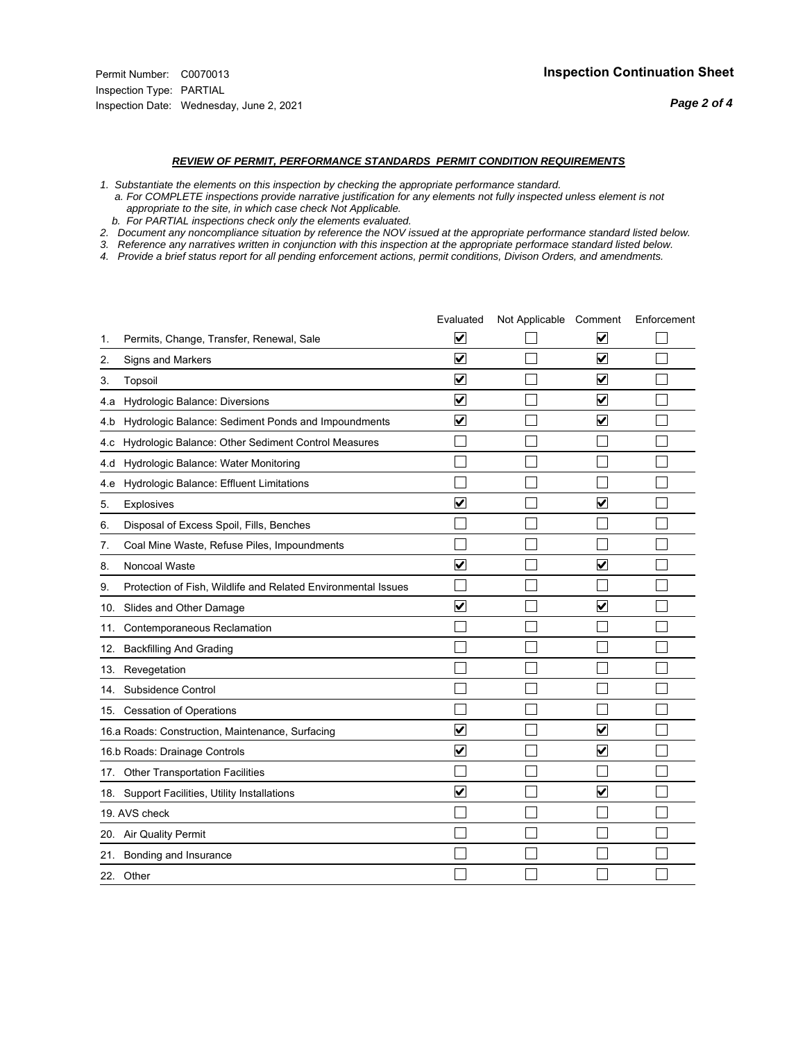Permit Number: C0070013
Inspection Type: PARTIAL
Inspection Date: Wednesday, June 2, 2021

**Inspection Continuation Sheet**

***REVIEW OF PERMIT, PERFORMANCE STANDARDS PERMIT CONDITION REQUIREMENTS***

*1. Substantiate the elements on this inspection by checking the appropriate performance standard.*
*a. For COMPLETE inspections provide narrative justification for any elements not fully inspected unless element is not appropriate to the site, in which case check Not Applicable.*
*b. For PARTIAL inspections check only the elements evaluated.*
*2. Document any noncompliance situation by reference the NOV issued at the appropriate performance standard listed below.*
*3. Reference any narratives written in conjunction with this inspection at the appropriate performace standard listed below.*
*4. Provide a brief status report for all pending enforcement actions, permit conditions, Divison Orders, and amendments.*

| | Evaluated | Not Applicable | Comment | Enforcement |
|---|---|---|---|---|
| 1. Permits, Change, Transfer, Renewal, Sale | ☑ | ☐ | ☑ | ☐ |
| 2. Signs and Markers | ☑ | ☐ | ☑ | ☐ |
| 3. Topsoil | ☑ | ☐ | ☑ | ☐ |
| 4.a Hydrologic Balance: Diversions | ☑ | ☐ | ☑ | ☐ |
| 4.b Hydrologic Balance: Sediment Ponds and Impoundments | ☑ | ☐ | ☑ | ☐ |
| 4.c Hydrologic Balance: Other Sediment Control Measures | ☐ | ☐ | ☐ | ☐ |
| 4.d Hydrologic Balance: Water Monitoring | ☐ | ☐ | ☐ | ☐ |
| 4.e Hydrologic Balance: Effluent Limitations | ☐ | ☐ | ☐ | ☐ |
| 5. Explosives | ☑ | ☐ | ☑ | ☐ |
| 6. Disposal of Excess Spoil, Fills, Benches | ☐ | ☐ | ☐ | ☐ |
| 7. Coal Mine Waste, Refuse Piles, Impoundments | ☐ | ☐ | ☐ | ☐ |
| 8. Noncoal Waste | ☑ | ☐ | ☑ | ☐ |
| 9. Protection of Fish, Wildlife and Related Environmental Issues | ☐ | ☐ | ☐ | ☐ |
| 10. Slides and Other Damage | ☑ | ☐ | ☑ | ☐ |
| 11. Contemporaneous Reclamation | ☐ | ☐ | ☐ | ☐ |
| 12. Backfilling And Grading | ☐ | ☐ | ☐ | ☐ |
| 13. Revegetation | ☐ | ☐ | ☐ | ☐ |
| 14. Subsidence Control | ☐ | ☐ | ☐ | ☐ |
| 15. Cessation of Operations | ☐ | ☐ | ☐ | ☐ |
| 16.a Roads: Construction, Maintenance, Surfacing | ☑ | ☐ | ☑ | ☐ |
| 16.b Roads: Drainage Controls | ☑ | ☐ | ☑ | ☐ |
| 17. Other Transportation Facilities | ☐ | ☐ | ☐ | ☐ |
| 18. Support Facilities, Utility Installations | ☑ | ☐ | ☑ | ☐ |
| 19. AVS check | ☐ | ☐ | ☐ | ☐ |
| 20. Air Quality Permit | ☐ | ☐ | ☐ | ☐ |
| 21. Bonding and Insurance | ☐ | ☐ | ☐ | ☐ |
| 22. Other | ☐ | ☐ | ☐ | ☐ |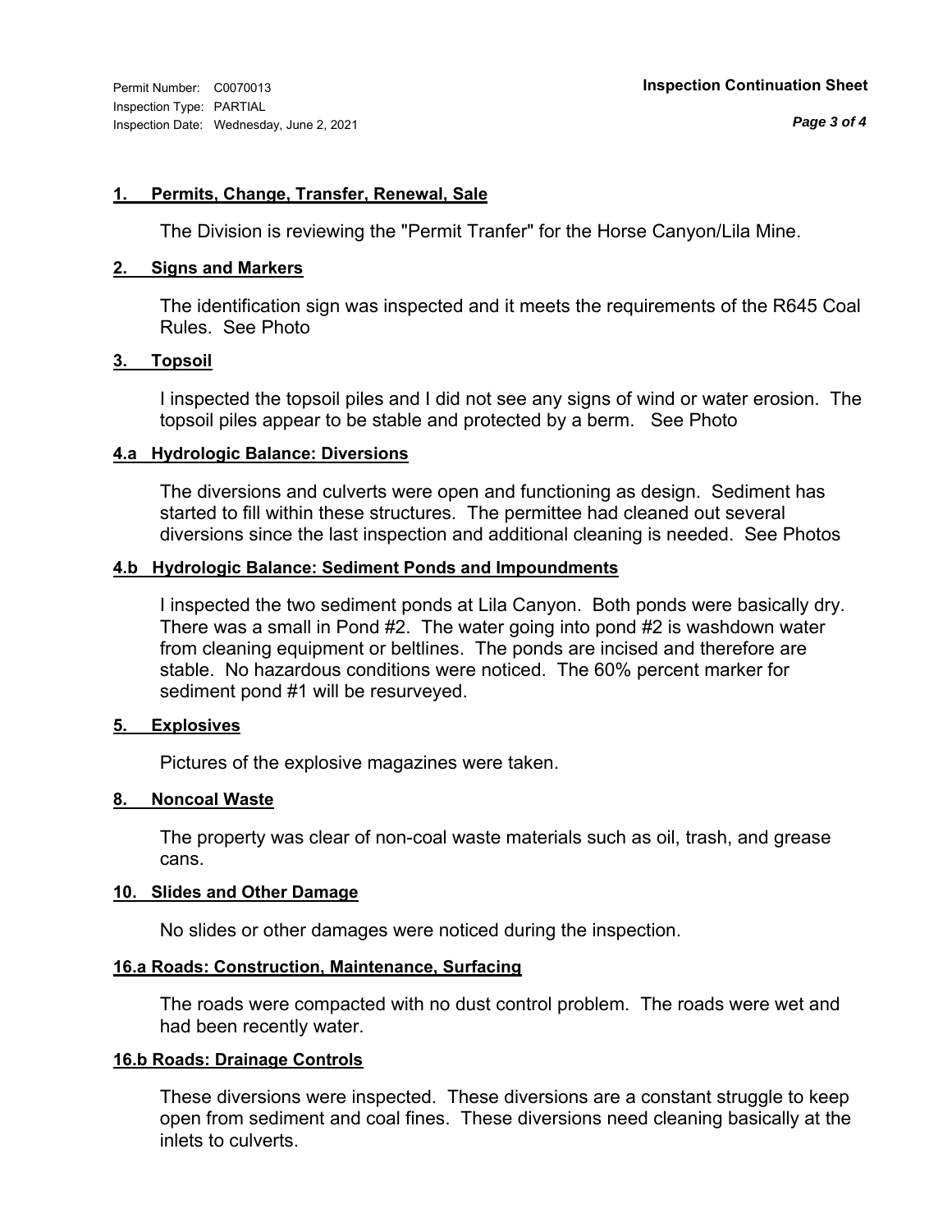Permit Number: C0070013
Inspection Type: PARTIAL
Inspection Date: Wednesday, June 2, 2021

**Inspection Continuation Sheet**

### 1. Permits, Change, Transfer, Renewal, Sale

The Division is reviewing the "Permit Tranfer" for the Horse Canyon/Lila Mine.

### 2. Signs and Markers

The identification sign was inspected and it meets the requirements of the R645 Coal Rules. See Photo

### 3. Topsoil

I inspected the topsoil piles and I did not see any signs of wind or water erosion. The topsoil piles appear to be stable and protected by a berm. See Photo

### 4.a Hydrologic Balance: Diversions

The diversions and culverts were open and functioning as design. Sediment has started to fill within these structures. The permittee had cleaned out several diversions since the last inspection and additional cleaning is needed. See Photos

### 4.b Hydrologic Balance: Sediment Ponds and Impoundments

I inspected the two sediment ponds at Lila Canyon. Both ponds were basically dry. There was a small in Pond #2. The water going into pond #2 is washdown water from cleaning equipment or beltlines. The ponds are incised and therefore are stable. No hazardous conditions were noticed. The 60% percent marker for sediment pond #1 will be resurveyed.

### 5. Explosives

Pictures of the explosive magazines were taken.

### 8. Noncoal Waste

The property was clear of non-coal waste materials such as oil, trash, and grease cans.

### 10. Slides and Other Damage

No slides or other damages were noticed during the inspection.

### 16.a Roads: Construction, Maintenance, Surfacing

The roads were compacted with no dust control problem. The roads were wet and had been recently water.

### 16.b Roads: Drainage Controls

These diversions were inspected. These diversions are a constant struggle to keep open from sediment and coal fines. These diversions need cleaning basically at the inlets to culverts.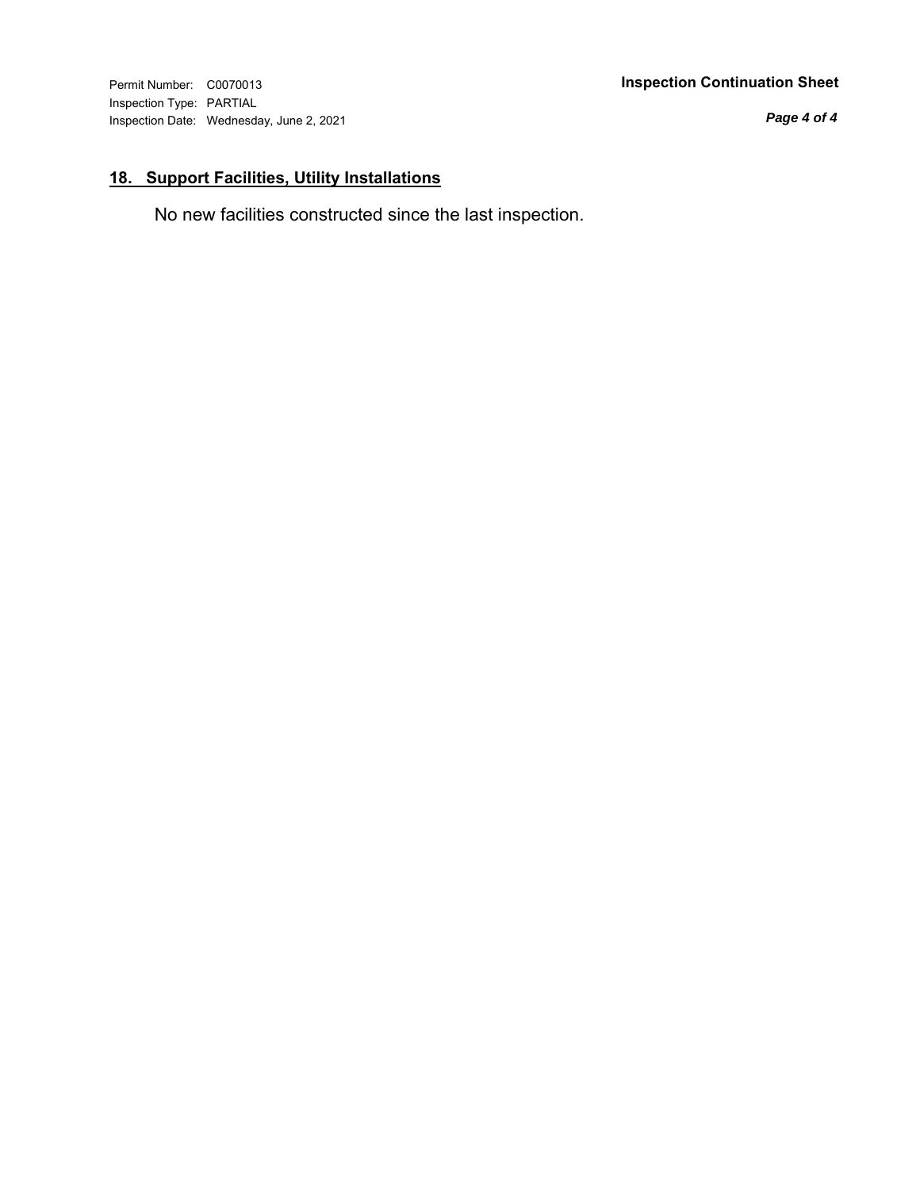## 18. Support Facilities, Utility Installations

No new facilities constructed since the last inspection.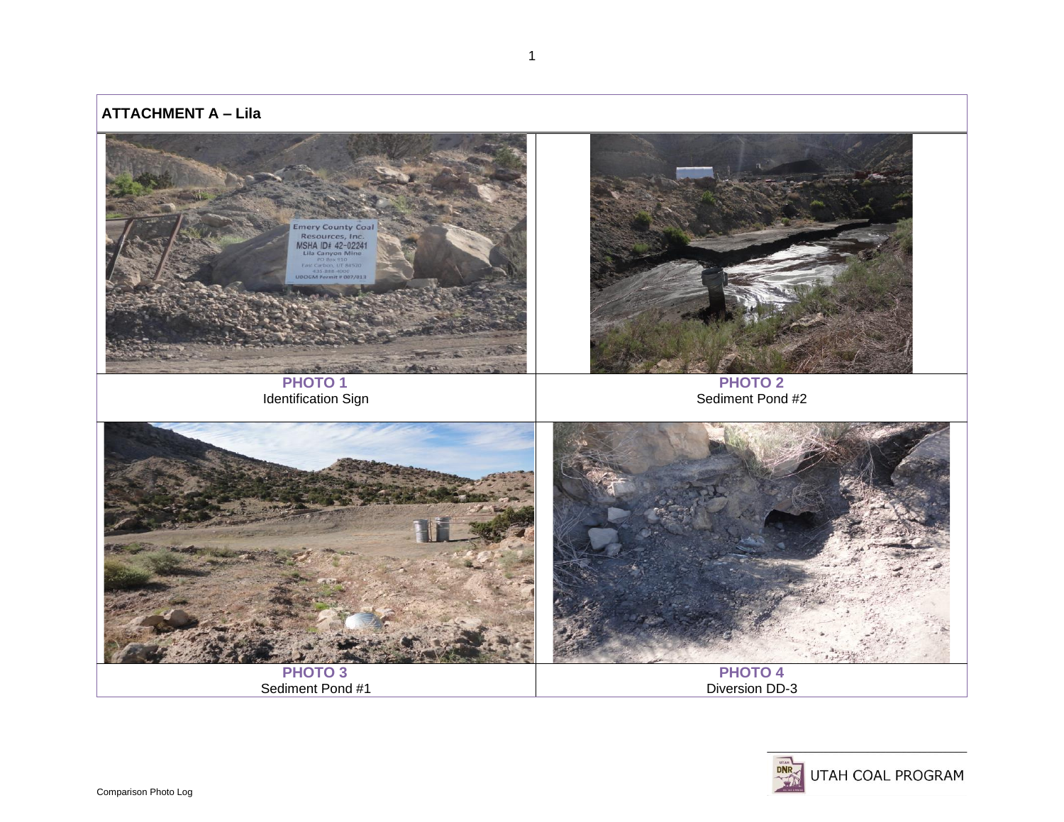## ATTACHMENT A – Lila

| | |
|---|---|
| **PHOTO 1**<br>Identification Sign | **PHOTO 2**<br>Sediment Pond #2 |
| **PHOTO 3**<br>Sediment Pond #1 | **PHOTO 4**<br>Diversion DD-3 |

Comparison Photo Log